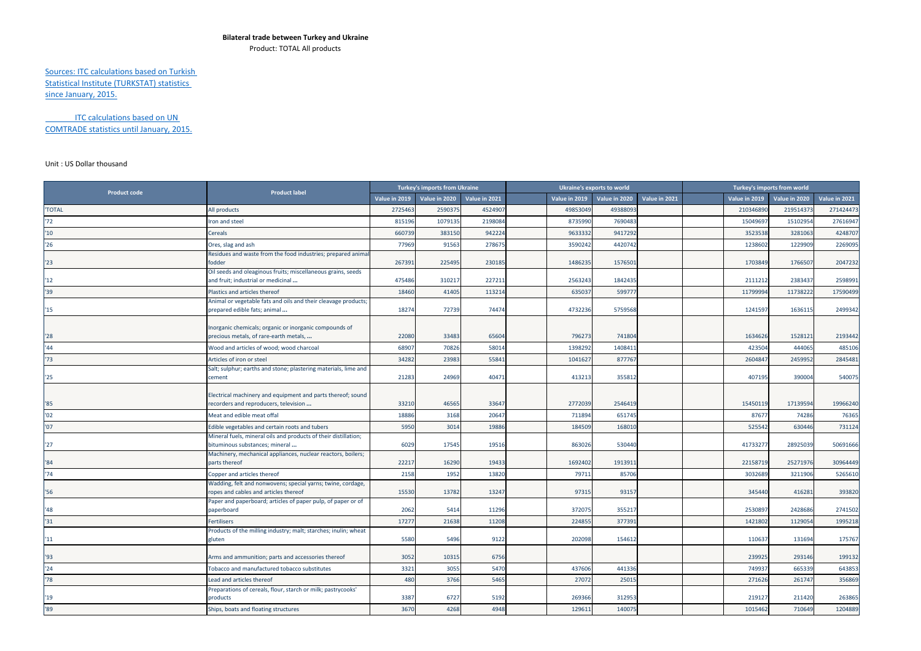**Bilateral trade between Turkey and Ukraine**

Product: TOTAL All products

Sources: ITC calculations based on Turkish Statistical Institute (TURKSTAT) statistics since January, 2015.

ITC calculations based on UN COMTRADE statistics until January, 2015.

Unit : US Dollar thousand

| Product code | Product label | Turkey's imports from Ukraine | | | | Ukraine's exports to world | | | | Turkey's imports from world | | |
|---|---|---|---|---|---|---|---|---|---|---|---|---|
| | | Value in 2019 | Value in 2020 | Value in 2021 | | Value in 2019 | Value in 2020 | Value in 2021 | | Value in 2019 | Value in 2020 | Value in 2021 |
| 'TOTAL | All products | 2725463 | 2590375 | 4524907 | | 49853049 | 49388093 | | | 210346890 | 219514373 | 271424473 |
| '72 | Iron and steel | 815196 | 1079135 | 2198084 | | 8735990 | 7690483 | | | 15049697 | 15102954 | 27616947 |
| '10 | Cereals | 660739 | 383150 | 942224 | | 9633332 | 9417292 | | | 3523538 | 3281063 | 4248707 |
| '26 | Ores, slag and ash | 77969 | 91563 | 278675 | | 3590242 | 4420742 | | | 1238602 | 1229909 | 2269095 |
| '23 | Residues and waste from the food industries; prepared animal fodder | 267391 | 225495 | 230185 | | 1486235 | 1576501 | | | 1703849 | 1766507 | 2047232 |
| '12 | Oil seeds and oleaginous fruits; miscellaneous grains, seeds and fruit; industrial or medicinal ... | 475486 | 310217 | 227211 | | 2563243 | 1842435 | | | 2111212 | 2383437 | 2598991 |
| '39 | Plastics and articles thereof | 18460 | 41405 | 113214 | | 635037 | 599777 | | | 11799994 | 11738222 | 17590499 |
| '15 | Animal or vegetable fats and oils and their cleavage products; prepared edible fats; animal ... | 18274 | 72739 | 74474 | | 4732236 | 5759568 | | | 1241597 | 1636115 | 2499342 |
| '28 | Inorganic chemicals; organic or inorganic compounds of precious metals, of rare-earth metals, ... | 22080 | 33483 | 65604 | | 796273 | 741804 | | | 1634626 | 1528121 | 2193442 |
| '44 | Wood and articles of wood; wood charcoal | 68907 | 70826 | 58014 | | 1398292 | 1408411 | | | 423504 | 444065 | 485106 |
| '73 | Articles of iron or steel | 34282 | 23983 | 55841 | | 1041627 | 877767 | | | 2604847 | 2459952 | 2845481 |
| '25 | Salt; sulphur; earths and stone; plastering materials, lime and cement | 21283 | 24969 | 40471 | | 413213 | 355812 | | | 407195 | 390004 | 540075 |
| '85 | Electrical machinery and equipment and parts thereof; sound recorders and reproducers, television ... | 33210 | 46565 | 33647 | | 2772039 | 2546419 | | | 15450119 | 17139594 | 19966240 |
| '02 | Meat and edible meat offal | 18886 | 3168 | 20647 | | 711894 | 651745 | | | 87677 | 74286 | 76365 |
| '07 | Edible vegetables and certain roots and tubers | 5950 | 3014 | 19886 | | 184509 | 168010 | | | 525542 | 630446 | 731124 |
| '27 | Mineral fuels, mineral oils and products of their distillation; bituminous substances; mineral ... | 6029 | 17545 | 19516 | | 863026 | 530440 | | | 41733277 | 28925039 | 50691666 |
| '84 | Machinery, mechanical appliances, nuclear reactors, boilers; parts thereof | 22217 | 16290 | 19433 | | 1692402 | 1913911 | | | 22158719 | 25271976 | 30964449 |
| '74 | Copper and articles thereof | 2158 | 1952 | 13820 | | 79711 | 85706 | | | 3032689 | 3211906 | 5265610 |
| '56 | Wadding, felt and nonwovens; special yarns; twine, cordage, ropes and cables and articles thereof | 15530 | 13782 | 13247 | | 97315 | 93157 | | | 345440 | 416281 | 393820 |
| '48 | Paper and paperboard; articles of paper pulp, of paper or of paperboard | 2062 | 5414 | 11296 | | 372075 | 355217 | | | 2530897 | 2428686 | 2741502 |
| '31 | Fertilisers | 17277 | 21638 | 11208 | | 224855 | 377391 | | | 1421802 | 1129054 | 1995218 |
| '11 | Products of the milling industry; malt; starches; inulin; wheat gluten | 5580 | 5496 | 9122 | | 202098 | 154612 | | | 110637 | 131694 | 175767 |
| '93 | Arms and ammunition; parts and accessories thereof | 3052 | 10315 | 6756 | | | | | | 239925 | 293146 | 199132 |
| '24 | Tobacco and manufactured tobacco substitutes | 3321 | 3055 | 5470 | | 437606 | 441336 | | | 749937 | 665339 | 643853 |
| '78 | Lead and articles thereof | 480 | 3766 | 5465 | | 27072 | 25015 | | | 271626 | 261747 | 356869 |
| '19 | Preparations of cereals, flour, starch or milk; pastrycooks' products | 3387 | 6727 | 5192 | | 269366 | 312953 | | | 219127 | 211420 | 263865 |
| '89 | Ships, boats and floating structures | 3670 | 4268 | 4948 | | 129611 | 140075 | | | 1015462 | 710649 | 1204889 |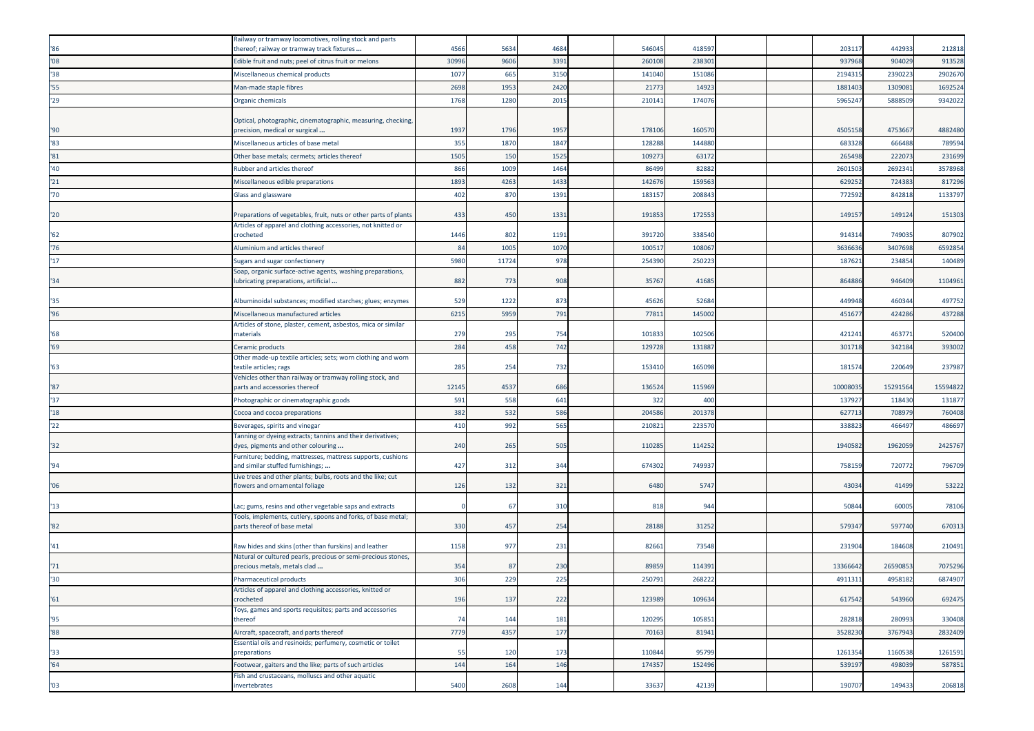| | | | | | | | | | | | |
|---|---|---|---|---|---|---|---|---|---|---|---|
| '86 | Railway or tramway locomotives, rolling stock and parts thereof; railway or tramway track fixtures ... | 4566 | 5634 | 4684 | | 546045 | 418597 | | | 203117 | 442933 | 212818 |
| '08 | Edible fruit and nuts; peel of citrus fruit or melons | 30996 | 9606 | 3391 | | 260108 | 238301 | | | 937968 | 904029 | 913528 |
| '38 | Miscellaneous chemical products | 1077 | 665 | 3150 | | 141040 | 151086 | | | 2194315 | 2390223 | 2902670 |
| '55 | Man-made staple fibres | 2698 | 1953 | 2420 | | 21773 | 14923 | | | 1881403 | 1309081 | 1692524 |
| '29 | Organic chemicals | 1768 | 1280 | 2015 | | 210141 | 174076 | | | 5965247 | 5888509 | 9342022 |
| '90 | Optical, photographic, cinematographic, measuring, checking, precision, medical or surgical ... | 1937 | 1796 | 1957 | | 178106 | 160570 | | | 4505158 | 4753667 | 4882480 |
| '83 | Miscellaneous articles of base metal | 355 | 1870 | 1847 | | 128288 | 144880 | | | 683328 | 666488 | 789594 |
| '81 | Other base metals; cermets; articles thereof | 1505 | 150 | 1525 | | 109273 | 63172 | | | 265498 | 222073 | 231699 |
| '40 | Rubber and articles thereof | 866 | 1009 | 1464 | | 86499 | 82882 | | | 2601503 | 2692341 | 3578968 |
| '21 | Miscellaneous edible preparations | 1893 | 4263 | 1433 | | 142676 | 159563 | | | 629252 | 724383 | 817296 |
| '70 | Glass and glassware | 402 | 870 | 1391 | | 183157 | 208843 | | | 772592 | 842818 | 1133797 |
| '20 | Preparations of vegetables, fruit, nuts or other parts of plants | 433 | 450 | 1331 | | 191853 | 172553 | | | 149157 | 149124 | 151303 |
| '62 | Articles of apparel and clothing accessories, not knitted or crocheted | 1446 | 802 | 1191 | | 391720 | 338540 | | | 914314 | 749035 | 807902 |
| '76 | Aluminium and articles thereof | 84 | 1005 | 1070 | | 100517 | 108067 | | | 3636636 | 3407698 | 6592854 |
| '17 | Sugars and sugar confectionery | 5980 | 11724 | 978 | | 254390 | 250223 | | | 187621 | 234854 | 140489 |
| '34 | Soap, organic surface-active agents, washing preparations, lubricating preparations, artificial ... | 882 | 773 | 908 | | 35767 | 41685 | | | 864886 | 946409 | 1104961 |
| '35 | Albuminoidal substances; modified starches; glues; enzymes | 529 | 1222 | 873 | | 45626 | 52684 | | | 449948 | 460344 | 497752 |
| '96 | Miscellaneous manufactured articles | 6215 | 5959 | 791 | | 77811 | 145002 | | | 451677 | 424286 | 437288 |
| '68 | Articles of stone, plaster, cement, asbestos, mica or similar materials | 279 | 295 | 754 | | 101833 | 102506 | | | 421241 | 463771 | 520400 |
| '69 | Ceramic products | 284 | 458 | 742 | | 129728 | 131887 | | | 301718 | 342184 | 393002 |
| '63 | Other made-up textile articles; sets; worn clothing and worn textile articles; rags | 285 | 254 | 732 | | 153410 | 165098 | | | 181574 | 220649 | 237987 |
| '87 | Vehicles other than railway or tramway rolling stock, and parts and accessories thereof | 12145 | 4537 | 686 | | 136524 | 115969 | | | 10008035 | 15291564 | 15594822 |
| '37 | Photographic or cinematographic goods | 591 | 558 | 641 | | 322 | 400 | | | 137927 | 118430 | 131877 |
| '18 | Cocoa and cocoa preparations | 382 | 532 | 586 | | 204586 | 201378 | | | 627713 | 708979 | 760408 |
| '22 | Beverages, spirits and vinegar | 410 | 992 | 565 | | 210821 | 223570 | | | 338823 | 466497 | 486697 |
| '32 | Tanning or dyeing extracts; tannins and their derivatives; dyes, pigments and other colouring ... | 240 | 265 | 505 | | 110285 | 114252 | | | 1940582 | 1962059 | 2425767 |
| '94 | Furniture; bedding, mattresses, mattress supports, cushions and similar stuffed furnishings; ... | 427 | 312 | 344 | | 674302 | 749937 | | | 758159 | 720772 | 796709 |
| '06 | Live trees and other plants; bulbs, roots and the like; cut flowers and ornamental foliage | 126 | 132 | 321 | | 6480 | 5747 | | | 43034 | 41499 | 53222 |
| '13 | Lac; gums, resins and other vegetable saps and extracts | 0 | 67 | 310 | | 818 | 944 | | | 50844 | 60005 | 78106 |
| '82 | Tools, implements, cutlery, spoons and forks, of base metal; parts thereof of base metal | 330 | 457 | 254 | | 28188 | 31252 | | | 579347 | 597740 | 670313 |
| '41 | Raw hides and skins (other than furskins) and leather | 1158 | 977 | 231 | | 82661 | 73548 | | | 231904 | 184608 | 210491 |
| '71 | Natural or cultured pearls, precious or semi-precious stones, precious metals, metals clad ... | 354 | 87 | 230 | | 89859 | 114391 | | | 13366642 | 26590853 | 7075296 |
| '30 | Pharmaceutical products | 306 | 229 | 225 | | 250791 | 268222 | | | 4911311 | 4958182 | 6874907 |
| '61 | Articles of apparel and clothing accessories, knitted or crocheted | 196 | 137 | 222 | | 123989 | 109634 | | | 617542 | 543960 | 692475 |
| '95 | Toys, games and sports requisites; parts and accessories thereof | 74 | 144 | 181 | | 120295 | 105851 | | | 282818 | 280993 | 330408 |
| '88 | Aircraft, spacecraft, and parts thereof | 7779 | 4357 | 177 | | 70163 | 81941 | | | 3528230 | 3767943 | 2832409 |
| '33 | Essential oils and resinoids; perfumery, cosmetic or toilet preparations | 55 | 120 | 173 | | 110844 | 95799 | | | 1261354 | 1160538 | 1261591 |
| '64 | Footwear, gaiters and the like; parts of such articles | 144 | 164 | 146 | | 174357 | 152496 | | | 539197 | 498039 | 587851 |
| '03 | Fish and crustaceans, molluscs and other aquatic invertebrates | 5400 | 2608 | 144 | | 33637 | 42139 | | | 190707 | 149433 | 206818 |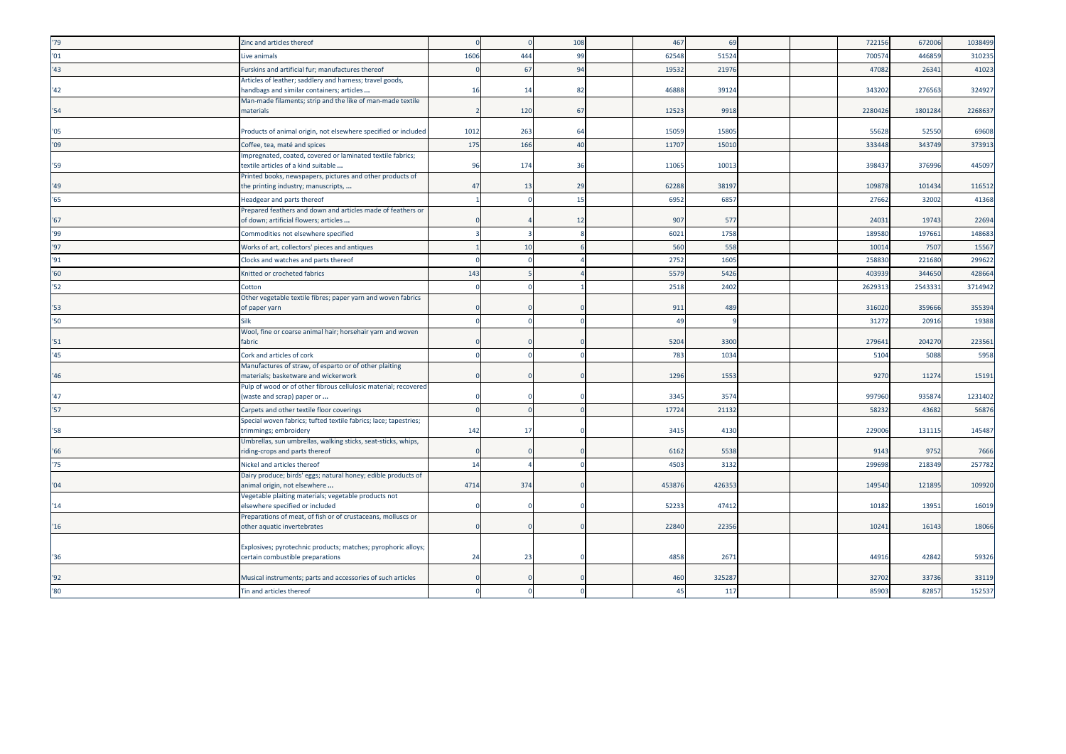| | | | | | | | | | | | |
|---|---|---|---|---|---|---|---|---|---|---|---|
| '79 | Zinc and articles thereof | 0 | 0 | 108 | | 467 | 69 | | | 722156 | 672006 | 1038499 |
| '01 | Live animals | 1606 | 444 | 99 | | 62548 | 51524 | | | 700574 | 446859 | 310235 |
| '43 | Furskins and artificial fur; manufactures thereof | 0 | 67 | 94 | | 19532 | 21976 | | | 47082 | 26341 | 41023 |
| '42 | Articles of leather; saddlery and harness; travel goods, handbags and similar containers; articles ... | 16 | 14 | 82 | | 46888 | 39124 | | | 343202 | 276563 | 324927 |
| '54 | Man-made filaments; strip and the like of man-made textile materials | 2 | 120 | 67 | | 12523 | 9918 | | | 2280426 | 1801284 | 2268637 |
| '05 | Products of animal origin, not elsewhere specified or included | 1012 | 263 | 64 | | 15059 | 15805 | | | 55628 | 52550 | 69608 |
| '09 | Coffee, tea, maté and spices | 175 | 166 | 40 | | 11707 | 15010 | | | 333448 | 343749 | 373913 |
| '59 | Impregnated, coated, covered or laminated textile fabrics; textile articles of a kind suitable ... | 96 | 174 | 36 | | 11065 | 10013 | | | 398437 | 376996 | 445097 |
| '49 | Printed books, newspapers, pictures and other products of the printing industry; manuscripts, ... | 47 | 13 | 29 | | 62288 | 38197 | | | 109878 | 101434 | 116512 |
| '65 | Headgear and parts thereof | 1 | 0 | 15 | | 6952 | 6857 | | | 27662 | 32002 | 41368 |
| '67 | Prepared feathers and down and articles made of feathers or of down; artificial flowers; articles ... | 0 | 4 | 12 | | 907 | 577 | | | 24031 | 19743 | 22694 |
| '99 | Commodities not elsewhere specified | 3 | 3 | 8 | | 6021 | 1758 | | | 189580 | 197661 | 148683 |
| '97 | Works of art, collectors' pieces and antiques | 1 | 10 | 6 | | 560 | 558 | | | 10014 | 7507 | 15567 |
| '91 | Clocks and watches and parts thereof | 0 | 0 | 4 | | 2752 | 1605 | | | 258830 | 221680 | 299622 |
| '60 | Knitted or crocheted fabrics | 143 | 5 | 4 | | 5579 | 5426 | | | 403939 | 344650 | 428664 |
| '52 | Cotton | 0 | 0 | 1 | | 2518 | 2402 | | | 2629313 | 2543331 | 3714942 |
| '53 | Other vegetable textile fibres; paper yarn and woven fabrics of paper yarn | 0 | 0 | 0 | | 911 | 489 | | | 316020 | 359666 | 355394 |
| '50 | Silk | 0 | 0 | 0 | | 49 | 9 | | | 31272 | 20916 | 19388 |
| '51 | Wool, fine or coarse animal hair; horsehair yarn and woven fabric | 0 | 0 | 0 | | 5204 | 3300 | | | 279641 | 204270 | 223561 |
| '45 | Cork and articles of cork | 0 | 0 | 0 | | 783 | 1034 | | | 5104 | 5088 | 5958 |
| '46 | Manufactures of straw, of esparto or of other plaiting materials; basketware and wickerwork | 0 | 0 | 0 | | 1296 | 1553 | | | 9270 | 11274 | 15191 |
| '47 | Pulp of wood or of other fibrous cellulosic material; recovered (waste and scrap) paper or ... | 0 | 0 | 0 | | 3345 | 3574 | | | 997960 | 935874 | 1231402 |
| '57 | Carpets and other textile floor coverings | 0 | 0 | 0 | | 17724 | 21132 | | | 58232 | 43682 | 56876 |
| '58 | Special woven fabrics; tufted textile fabrics; lace; tapestries; trimmings; embroidery | 142 | 17 | 0 | | 3415 | 4130 | | | 229006 | 131115 | 145487 |
| '66 | Umbrellas, sun umbrellas, walking sticks, seat-sticks, whips, riding-crops and parts thereof | 0 | 0 | 0 | | 6162 | 5538 | | | 9143 | 9752 | 7666 |
| '75 | Nickel and articles thereof | 14 | 4 | 0 | | 4503 | 3132 | | | 299698 | 218349 | 257782 |
| '04 | Dairy produce; birds' eggs; natural honey; edible products of animal origin, not elsewhere ... | 4714 | 374 | 0 | | 453876 | 426353 | | | 149540 | 121895 | 109920 |
| '14 | Vegetable plaiting materials; vegetable products not elsewhere specified or included | 0 | 0 | 0 | | 52233 | 47412 | | | 10182 | 13951 | 16019 |
| '16 | Preparations of meat, of fish or of crustaceans, molluscs or other aquatic invertebrates | 0 | 0 | 0 | | 22840 | 22356 | | | 10241 | 16143 | 18066 |
| '36 | Explosives; pyrotechnic products; matches; pyrophoric alloys; certain combustible preparations | 24 | 23 | 0 | | 4858 | 2671 | | | 44916 | 42842 | 59326 |
| '92 | Musical instruments; parts and accessories of such articles | 0 | 0 | 0 | | 460 | 325287 | | | 32702 | 33736 | 33119 |
| '80 | Tin and articles thereof | 0 | 0 | 0 | | 45 | 117 | | | 85903 | 82857 | 152537 |